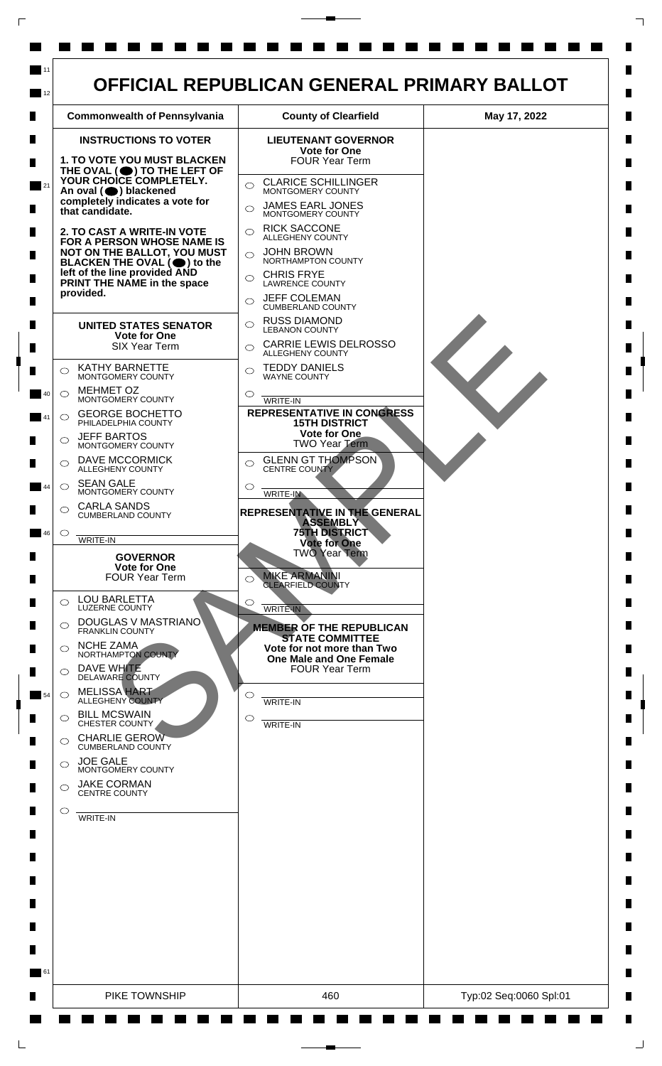# OFFICIAL REPUBLICAN GENERAL PRIMARY BALLOT

| Commonwealth of Pennsylvania | County of Clearfield | May 17, 2022 |
|---|---|---|

**INSTRUCTIONS TO VOTER**

**1. TO VOTE YOU MUST BLACKEN THE OVAL (●) TO THE LEFT OF YOUR CHOICE COMPLETELY. An oval (●) blackened completely indicates a vote for that candidate.**

**2. TO CAST A WRITE-IN VOTE FOR A PERSON WHOSE NAME IS NOT ON THE BALLOT, YOU MUST BLACKEN THE OVAL (●) to the left of the line provided AND PRINT THE NAME in the space provided.**

## UNITED STATES SENATOR
**Vote for One**
SIX Year Term

- ○ KATHY BARNETTE — MONTGOMERY COUNTY
- ○ MEHMET OZ — MONTGOMERY COUNTY
- ○ GEORGE BOCHETTO — PHILADELPHIA COUNTY
- ○ JEFF BARTOS — MONTGOMERY COUNTY
- ○ DAVE MCCORMICK — ALLEGHENY COUNTY
- ○ SEAN GALE — MONTGOMERY COUNTY
- ○ CARLA SANDS — CUMBERLAND COUNTY
- ○ ________ WRITE-IN

## GOVERNOR
**Vote for One**
FOUR Year Term

- ○ LOU BARLETTA — LUZERNE COUNTY
- ○ DOUGLAS V MASTRIANO — FRANKLIN COUNTY
- ○ NCHE ZAMA — NORTHAMPTON COUNTY
- ○ DAVE WHITE — DELAWARE COUNTY
- ○ MELISSA HART — ALLEGHENY COUNTY
- ○ BILL MCSWAIN — CHESTER COUNTY
- ○ CHARLIE GEROW — CUMBERLAND COUNTY
- ○ JOE GALE — MONTGOMERY COUNTY
- ○ JAKE CORMAN — CENTRE COUNTY
- ○ ________ WRITE-IN

## LIEUTENANT GOVERNOR
**Vote for One**
FOUR Year Term

- ○ CLARICE SCHILLINGER — MONTGOMERY COUNTY
- ○ JAMES EARL JONES — MONTGOMERY COUNTY
- ○ RICK SACCONE — ALLEGHENY COUNTY
- ○ JOHN BROWN — NORTHAMPTON COUNTY
- ○ CHRIS FRYE — LAWRENCE COUNTY
- ○ JEFF COLEMAN — CUMBERLAND COUNTY
- ○ RUSS DIAMOND — LEBANON COUNTY
- ○ CARRIE LEWIS DELROSSO — ALLEGHENY COUNTY
- ○ TEDDY DANIELS — WAYNE COUNTY
- ○ ________ WRITE-IN

## REPRESENTATIVE IN CONGRESS
**15TH DISTRICT**
**Vote for One**
TWO Year Term

- ○ GLENN GT THOMPSON — CENTRE COUNTY
- ○ ________ WRITE-IN

## REPRESENTATIVE IN THE GENERAL ASSEMBLY
**75TH DISTRICT**
**Vote for One**
TWO Year Term

- ○ MIKE ARMANINI — CLEARFIELD COUNTY
- ○ ________ WRITE-IN

## MEMBER OF THE REPUBLICAN STATE COMMITTEE
**Vote for not more than Two**
**One Male and One Female**
FOUR Year Term

- ○ ________ WRITE-IN
- ○ ________ WRITE-IN

SAMPLE

| PIKE TOWNSHIP | 460 | Typ:02 Seq:0060 Spl:01 |
|---|---|---|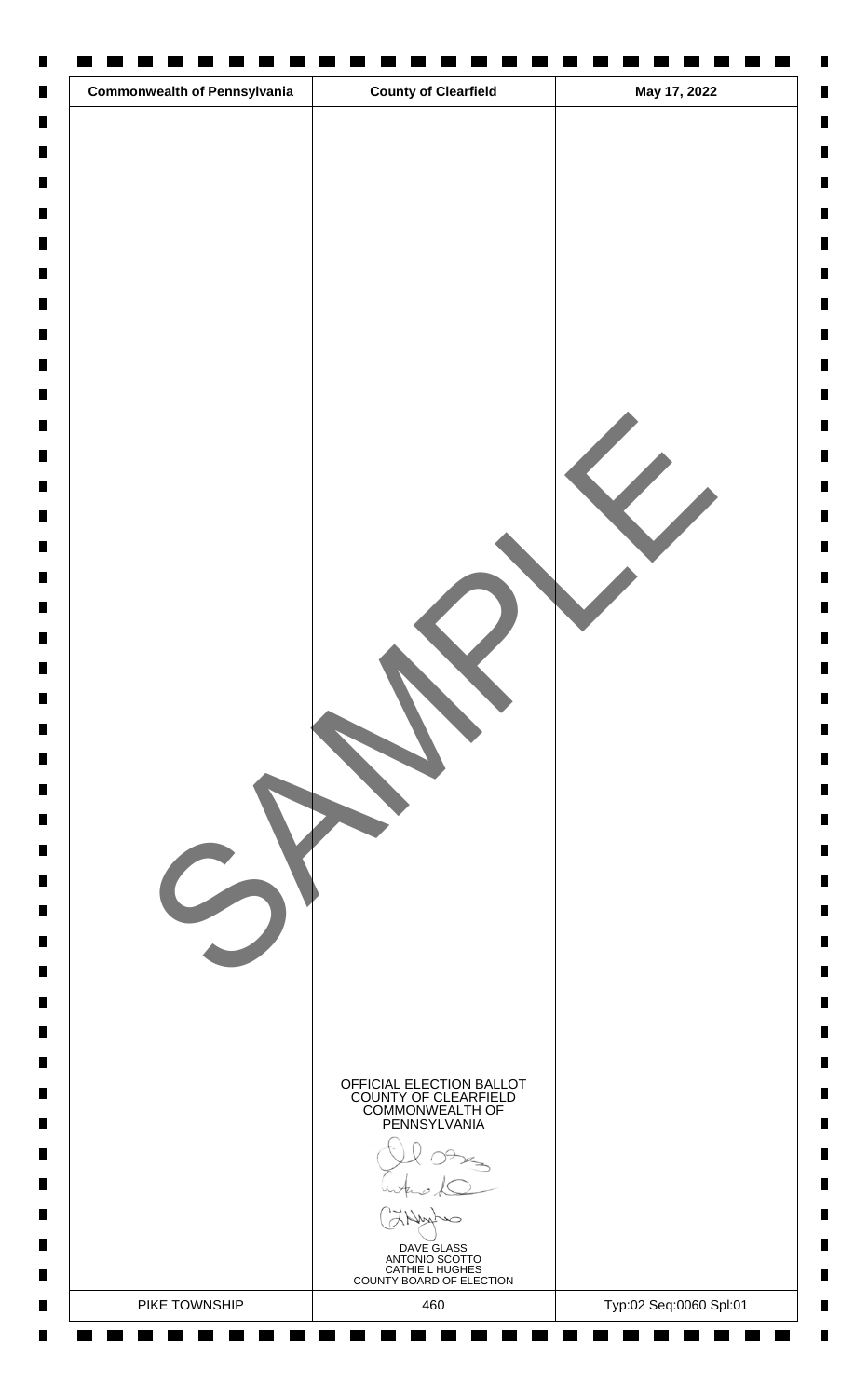| Commonwealth of Pennsylvania | County of Clearfield | May 17, 2022 |
|---|---|---|
| | OFFICIAL ELECTION BALLOT<br>COUNTY OF CLEARFIELD<br>COMMONWEALTH OF PENNSYLVANIA<br><br>DAVE GLASS<br>ANTONIO SCOTTO<br>CATHIE L HUGHES<br>COUNTY BOARD OF ELECTION | |
| PIKE TOWNSHIP | 460 | Typ:02 Seq:0060 Spl:01 |

SAMPLE